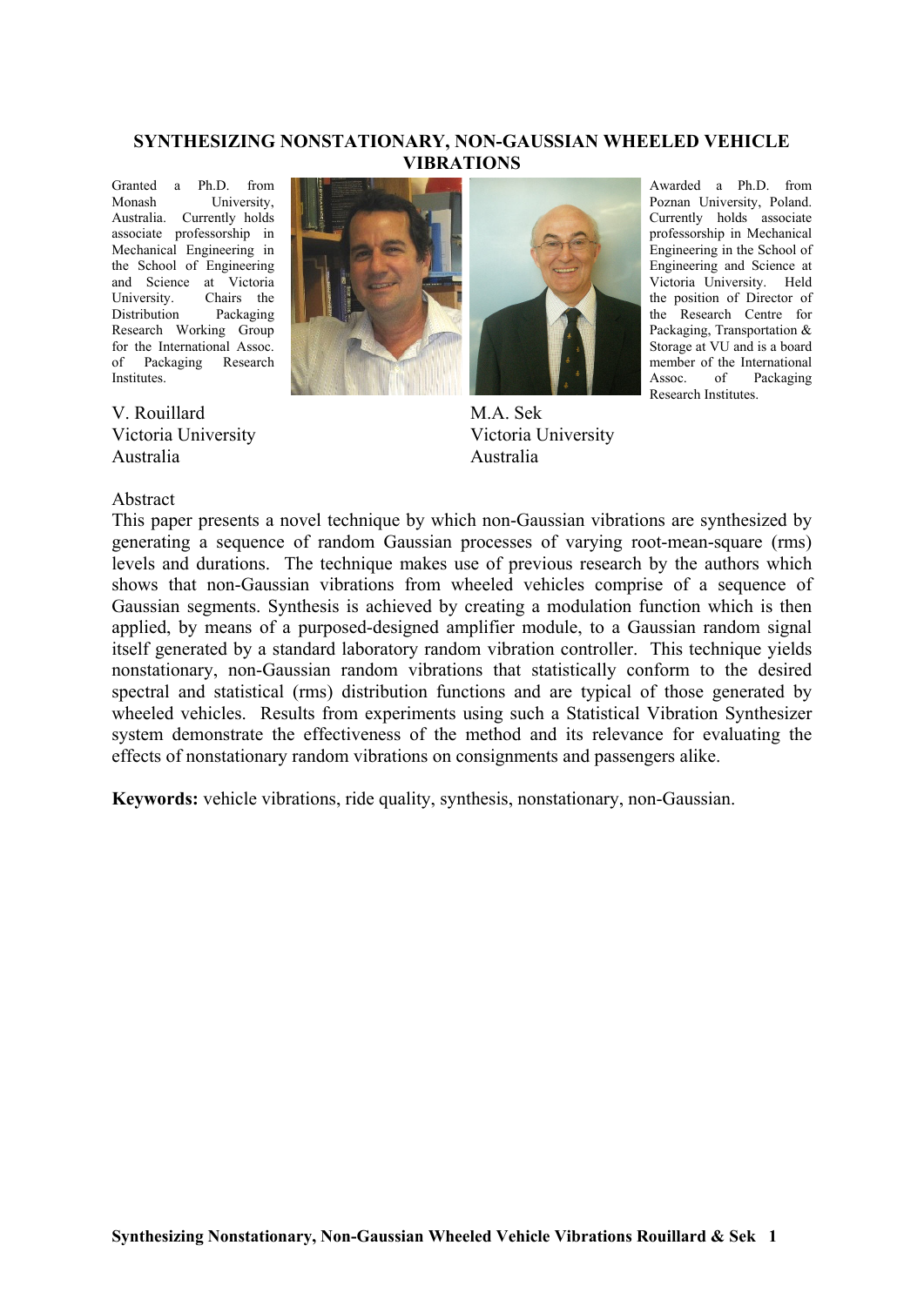# SYNTHESIZING NONSTATIONARY, NON-GAUSSIAN WHEELED VEHICLE VIBRATIONS

Granted a Ph.D. from Monash University, Australia. Currently holds associate professorship in Mechanical Engineering in the School of Engineering and Science at Victoria University. Chairs the Distribution Packaging Research Working Group for the International Assoc. of Packaging Research Institutes.

V. Rouillard
Victoria University
Australia

Awarded a Ph.D. from Poznan University, Poland. Currently holds associate professorship in Mechanical Engineering in the School of Engineering and Science at Victoria University. Held the position of Director of the Research Centre for Packaging, Transportation & Storage at VU and is a board member of the International Assoc. of Packaging Research Institutes.

M.A. Sek
Victoria University
Australia

## Abstract

This paper presents a novel technique by which non-Gaussian vibrations are synthesized by generating a sequence of random Gaussian processes of varying root-mean-square (rms) levels and durations. The technique makes use of previous research by the authors which shows that non-Gaussian vibrations from wheeled vehicles comprise of a sequence of Gaussian segments. Synthesis is achieved by creating a modulation function which is then applied, by means of a purposed-designed amplifier module, to a Gaussian random signal itself generated by a standard laboratory random vibration controller. This technique yields nonstationary, non-Gaussian random vibrations that statistically conform to the desired spectral and statistical (rms) distribution functions and are typical of those generated by wheeled vehicles. Results from experiments using such a Statistical Vibration Synthesizer system demonstrate the effectiveness of the method and its relevance for evaluating the effects of nonstationary random vibrations on consignments and passengers alike.

**Keywords:** vehicle vibrations, ride quality, synthesis, nonstationary, non-Gaussian.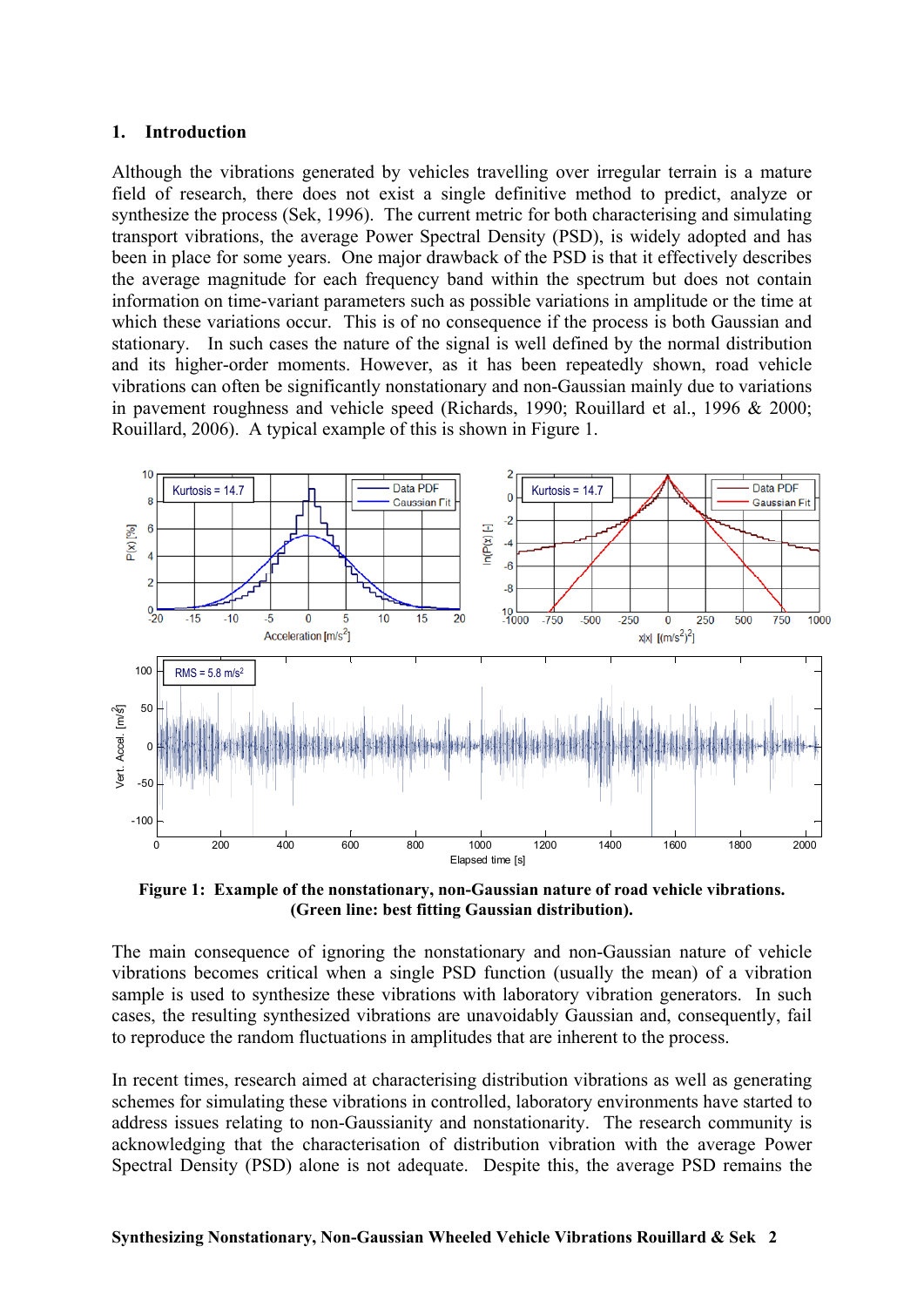## 1. Introduction

Although the vibrations generated by vehicles travelling over irregular terrain is a mature field of research, there does not exist a single definitive method to predict, analyze or synthesize the process (Sek, 1996). The current metric for both characterising and simulating transport vibrations, the average Power Spectral Density (PSD), is widely adopted and has been in place for some years. One major drawback of the PSD is that it effectively describes the average magnitude for each frequency band within the spectrum but does not contain information on time-variant parameters such as possible variations in amplitude or the time at which these variations occur. This is of no consequence if the process is both Gaussian and stationary. In such cases the nature of the signal is well defined by the normal distribution and its higher-order moments. However, as it has been repeatedly shown, road vehicle vibrations can often be significantly nonstationary and non-Gaussian mainly due to variations in pavement roughness and vehicle speed (Richards, 1990; Rouillard et al., 1996 & 2000; Rouillard, 2006). A typical example of this is shown in Figure 1.

**Figure 1: Example of the nonstationary, non-Gaussian nature of road vehicle vibrations. (Green line: best fitting Gaussian distribution).**

The main consequence of ignoring the nonstationary and non-Gaussian nature of vehicle vibrations becomes critical when a single PSD function (usually the mean) of a vibration sample is used to synthesize these vibrations with laboratory vibration generators. In such cases, the resulting synthesized vibrations are unavoidably Gaussian and, consequently, fail to reproduce the random fluctuations in amplitudes that are inherent to the process.

In recent times, research aimed at characterising distribution vibrations as well as generating schemes for simulating these vibrations in controlled, laboratory environments have started to address issues relating to non-Gaussianity and nonstationarity. The research community is acknowledging that the characterisation of distribution vibration with the average Power Spectral Density (PSD) alone is not adequate. Despite this, the average PSD remains the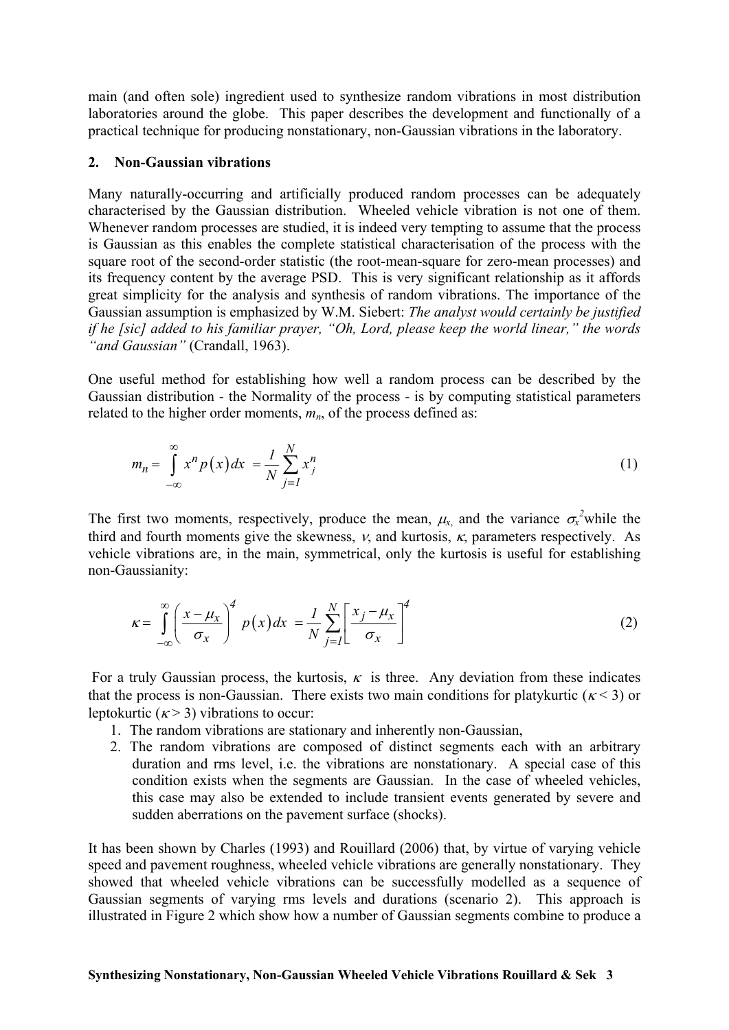main (and often sole) ingredient used to synthesize random vibrations in most distribution laboratories around the globe. This paper describes the development and functionally of a practical technique for producing nonstationary, non-Gaussian vibrations in the laboratory.

## 2. Non-Gaussian vibrations

Many naturally-occurring and artificially produced random processes can be adequately characterised by the Gaussian distribution. Wheeled vehicle vibration is not one of them. Whenever random processes are studied, it is indeed very tempting to assume that the process is Gaussian as this enables the complete statistical characterisation of the process with the square root of the second-order statistic (the root-mean-square for zero-mean processes) and its frequency content by the average PSD. This is very significant relationship as it affords great simplicity for the analysis and synthesis of random vibrations. The importance of the Gaussian assumption is emphasized by W.M. Siebert: *The analyst would certainly be justified if he [sic] added to his familiar prayer, "Oh, Lord, please keep the world linear," the words "and Gaussian"* (Crandall, 1963).

One useful method for establishing how well a random process can be described by the Gaussian distribution - the Normality of the process - is by computing statistical parameters related to the higher order moments, $m_n$, of the process defined as:

$$m_n = \int_{-\infty}^{\infty} x^n p(x) dx = \frac{1}{N} \sum_{j=1}^{N} x_j^n \tag{1}$$

The first two moments, respectively, produce the mean, $\mu_x$, and the variance $\sigma_x^2$ while the third and fourth moments give the skewness, $\nu$, and kurtosis, $\kappa$, parameters respectively. As vehicle vibrations are, in the main, symmetrical, only the kurtosis is useful for establishing non-Gaussianity:

$$\kappa = \int_{-\infty}^{\infty} \left( \frac{x - \mu_x}{\sigma_x} \right)^4 p(x) dx = \frac{1}{N} \sum_{j=1}^{N} \left[ \frac{x_j - \mu_x}{\sigma_x} \right]^4 \tag{2}$$

For a truly Gaussian process, the kurtosis, $\kappa$ is three. Any deviation from these indicates that the process is non-Gaussian. There exists two main conditions for platykurtic ($\kappa < 3$) or leptokurtic ($\kappa > 3$) vibrations to occur:

1. The random vibrations are stationary and inherently non-Gaussian,
2. The random vibrations are composed of distinct segments each with an arbitrary duration and rms level, i.e. the vibrations are nonstationary. A special case of this condition exists when the segments are Gaussian. In the case of wheeled vehicles, this case may also be extended to include transient events generated by severe and sudden aberrations on the pavement surface (shocks).

It has been shown by Charles (1993) and Rouillard (2006) that, by virtue of varying vehicle speed and pavement roughness, wheeled vehicle vibrations are generally nonstationary. They showed that wheeled vehicle vibrations can be successfully modelled as a sequence of Gaussian segments of varying rms levels and durations (scenario 2). This approach is illustrated in Figure 2 which show how a number of Gaussian segments combine to produce a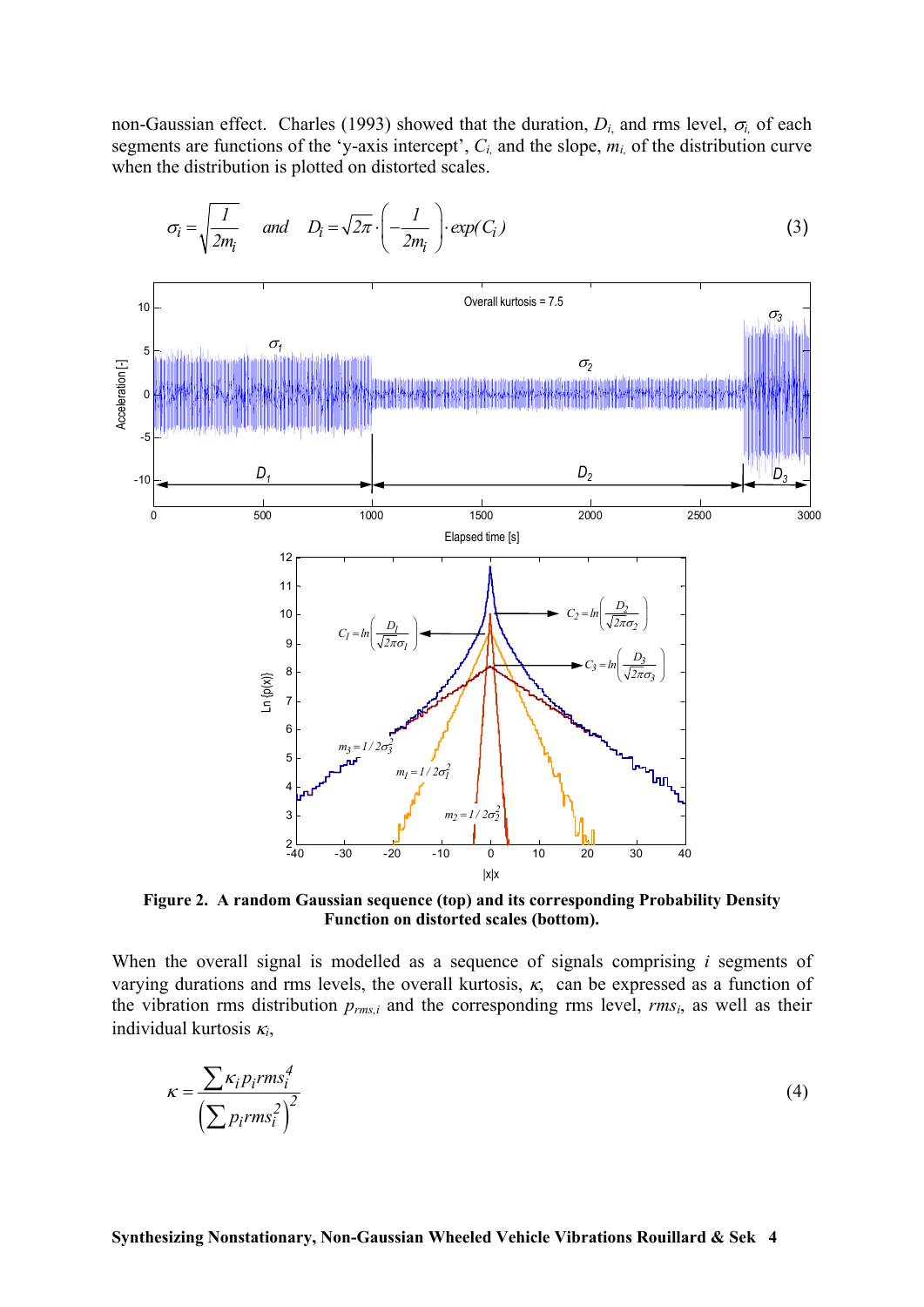non-Gaussian effect. Charles (1993) showed that the duration, $D_i$, and rms level, $\sigma_i$, of each segments are functions of the 'y-axis intercept', $C_i$, and the slope, $m_i$, of the distribution curve when the distribution is plotted on distorted scales.

$$\sigma_i = \sqrt{\frac{1}{2m_i}} \quad and \quad D_i = \sqrt{2\pi} \cdot \left( -\frac{1}{2m_i} \right) \cdot exp(C_i) \tag{3}$$

**Figure 2. A random Gaussian sequence (top) and its corresponding Probability Density Function on distorted scales (bottom).**

When the overall signal is modelled as a sequence of signals comprising $i$ segments of varying durations and rms levels, the overall kurtosis, $\kappa$, can be expressed as a function of the vibration rms distribution $p_{rms,i}$ and the corresponding rms level, $rms_i$, as well as their individual kurtosis $\kappa_i$,

$$\kappa = \frac{\sum \kappa_i p_i rms_i^4}{\left( \sum p_i rms_i^2 \right)^2} \tag{4}$$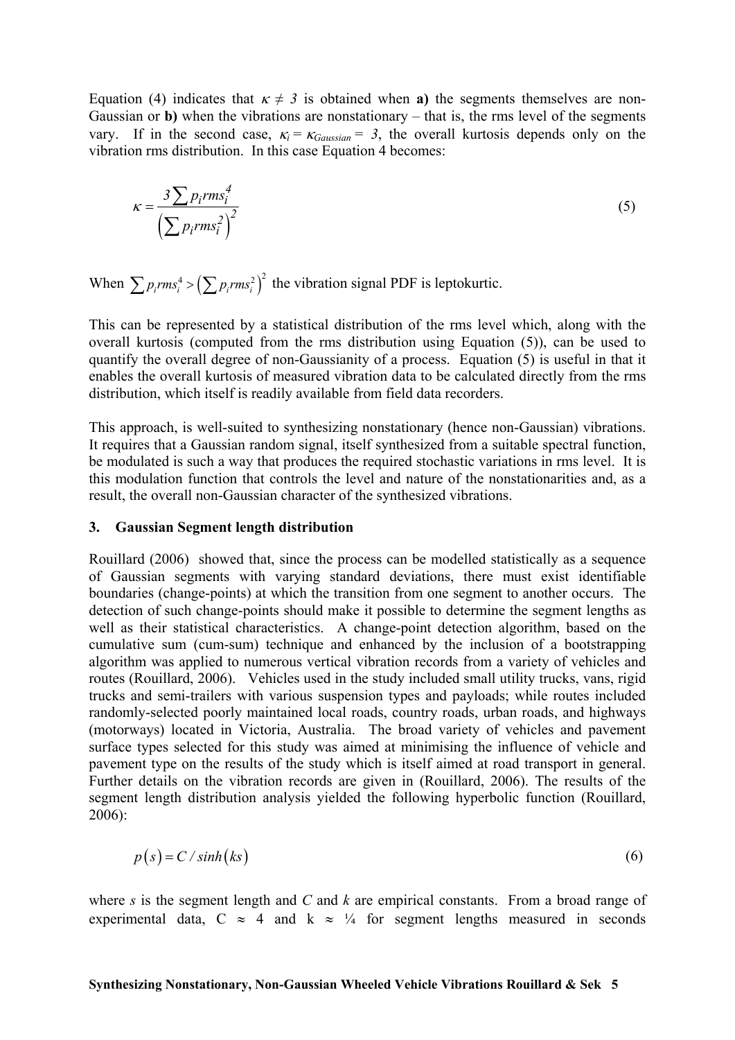Equation (4) indicates that $\kappa \neq 3$ is obtained when **a)** the segments themselves are non-Gaussian or **b)** when the vibrations are nonstationary – that is, the rms level of the segments vary. If in the second case, $\kappa_i = \kappa_{Gaussian} = 3$, the overall kurtosis depends only on the vibration rms distribution. In this case Equation 4 becomes:

$$\kappa = \frac{3\sum p_i rms_i^4}{\left(\sum p_i rms_i^2\right)^2} \tag{5}$$

When $\sum p_i rms_i^4 > \left(\sum p_i rms_i^2\right)^2$ the vibration signal PDF is leptokurtic.

This can be represented by a statistical distribution of the rms level which, along with the overall kurtosis (computed from the rms distribution using Equation (5)), can be used to quantify the overall degree of non-Gaussianity of a process. Equation (5) is useful in that it enables the overall kurtosis of measured vibration data to be calculated directly from the rms distribution, which itself is readily available from field data recorders.

This approach, is well-suited to synthesizing nonstationary (hence non-Gaussian) vibrations. It requires that a Gaussian random signal, itself synthesized from a suitable spectral function, be modulated is such a way that produces the required stochastic variations in rms level. It is this modulation function that controls the level and nature of the nonstationarities and, as a result, the overall non-Gaussian character of the synthesized vibrations.

## 3. Gaussian Segment length distribution

Rouillard (2006) showed that, since the process can be modelled statistically as a sequence of Gaussian segments with varying standard deviations, there must exist identifiable boundaries (change-points) at which the transition from one segment to another occurs. The detection of such change-points should make it possible to determine the segment lengths as well as their statistical characteristics. A change-point detection algorithm, based on the cumulative sum (cum-sum) technique and enhanced by the inclusion of a bootstrapping algorithm was applied to numerous vertical vibration records from a variety of vehicles and routes (Rouillard, 2006). Vehicles used in the study included small utility trucks, vans, rigid trucks and semi-trailers with various suspension types and payloads; while routes included randomly-selected poorly maintained local roads, country roads, urban roads, and highways (motorways) located in Victoria, Australia. The broad variety of vehicles and pavement surface types selected for this study was aimed at minimising the influence of vehicle and pavement type on the results of the study which is itself aimed at road transport in general. Further details on the vibration records are given in (Rouillard, 2006). The results of the segment length distribution analysis yielded the following hyperbolic function (Rouillard, 2006):

$$p(s) = C / \sinh(ks) \tag{6}$$

where $s$ is the segment length and $C$ and $k$ are empirical constants. From a broad range of experimental data, $C \approx 4$ and $k \approx ¼$ for segment lengths measured in seconds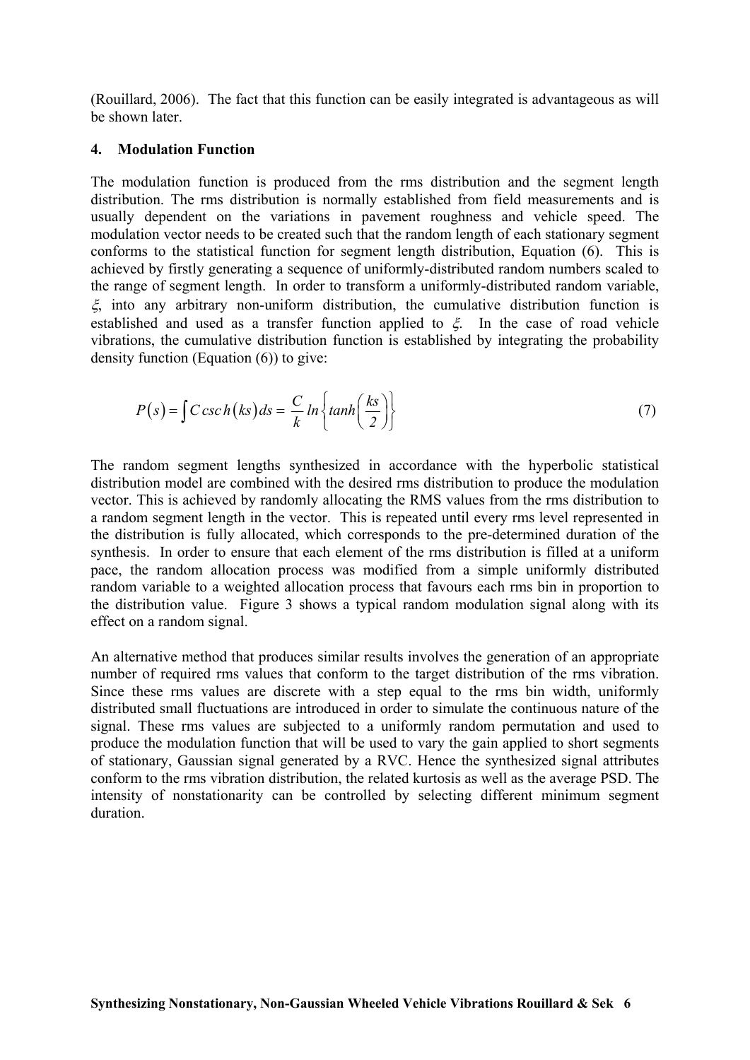(Rouillard, 2006). The fact that this function can be easily integrated is advantageous as will be shown later.

## 4. Modulation Function

The modulation function is produced from the rms distribution and the segment length distribution. The rms distribution is normally established from field measurements and is usually dependent on the variations in pavement roughness and vehicle speed. The modulation vector needs to be created such that the random length of each stationary segment conforms to the statistical function for segment length distribution, Equation (6). This is achieved by firstly generating a sequence of uniformly-distributed random numbers scaled to the range of segment length. In order to transform a uniformly-distributed random variable, $\xi$, into any arbitrary non-uniform distribution, the cumulative distribution function is established and used as a transfer function applied to $\xi$. In the case of road vehicle vibrations, the cumulative distribution function is established by integrating the probability density function (Equation (6)) to give:

$$P(s) = \int C\,csch(ks)\,ds = \frac{C}{k} ln\left\{tanh\left(\frac{ks}{2}\right)\right\} \tag{7}$$

The random segment lengths synthesized in accordance with the hyperbolic statistical distribution model are combined with the desired rms distribution to produce the modulation vector. This is achieved by randomly allocating the RMS values from the rms distribution to a random segment length in the vector. This is repeated until every rms level represented in the distribution is fully allocated, which corresponds to the pre-determined duration of the synthesis. In order to ensure that each element of the rms distribution is filled at a uniform pace, the random allocation process was modified from a simple uniformly distributed random variable to a weighted allocation process that favours each rms bin in proportion to the distribution value. Figure 3 shows a typical random modulation signal along with its effect on a random signal.

An alternative method that produces similar results involves the generation of an appropriate number of required rms values that conform to the target distribution of the rms vibration. Since these rms values are discrete with a step equal to the rms bin width, uniformly distributed small fluctuations are introduced in order to simulate the continuous nature of the signal. These rms values are subjected to a uniformly random permutation and used to produce the modulation function that will be used to vary the gain applied to short segments of stationary, Gaussian signal generated by a RVC. Hence the synthesized signal attributes conform to the rms vibration distribution, the related kurtosis as well as the average PSD. The intensity of nonstationarity can be controlled by selecting different minimum segment duration.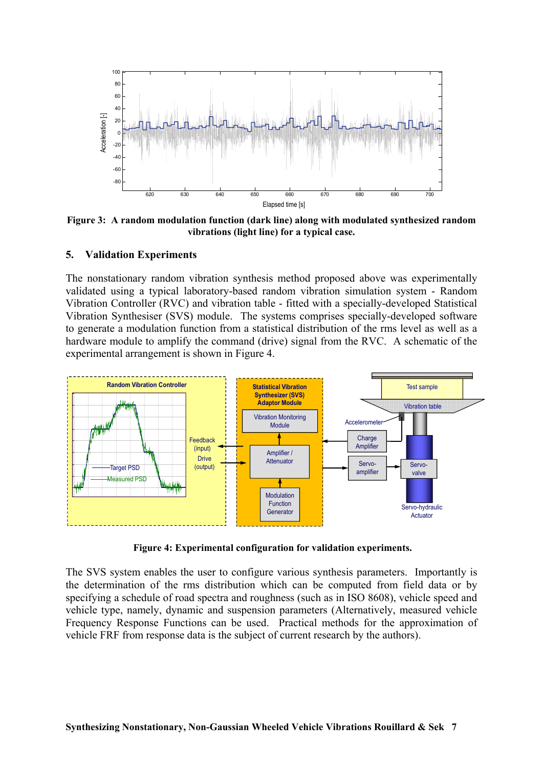**Figure 3: A random modulation function (dark line) along with modulated synthesized random vibrations (light line) for a typical case.**

## 5. Validation Experiments

The nonstationary random vibration synthesis method proposed above was experimentally validated using a typical laboratory-based random vibration simulation system - Random Vibration Controller (RVC) and vibration table - fitted with a specially-developed Statistical Vibration Synthesiser (SVS) module. The systems comprises specially-developed software to generate a modulation function from a statistical distribution of the rms level as well as a hardware module to amplify the command (drive) signal from the RVC. A schematic of the experimental arrangement is shown in Figure 4.

**Figure 4: Experimental configuration for validation experiments.**

The SVS system enables the user to configure various synthesis parameters. Importantly is the determination of the rms distribution which can be computed from field data or by specifying a schedule of road spectra and roughness (such as in ISO 8608), vehicle speed and vehicle type, namely, dynamic and suspension parameters (Alternatively, measured vehicle Frequency Response Functions can be used. Practical methods for the approximation of vehicle FRF from response data is the subject of current research by the authors).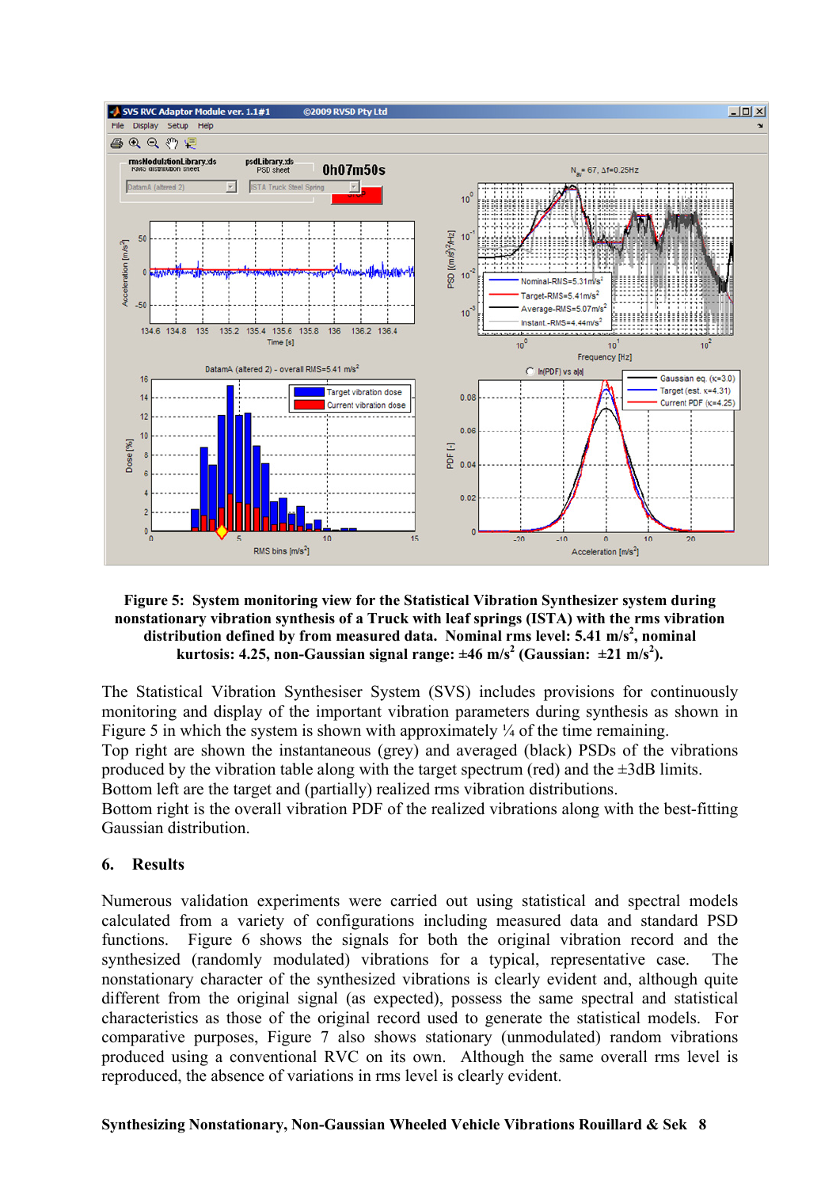**Figure 5: System monitoring view for the Statistical Vibration Synthesizer system during nonstationary vibration synthesis of a Truck with leaf springs (ISTA) with the rms vibration distribution defined by from measured data. Nominal rms level: 5.41 m/s$^2$, nominal kurtosis: 4.25, non-Gaussian signal range: ±46 m/s$^2$ (Gaussian: ±21 m/s$^2$).**

The Statistical Vibration Synthesiser System (SVS) includes provisions for continuously monitoring and display of the important vibration parameters during synthesis as shown in Figure 5 in which the system is shown with approximately ¼ of the time remaining.
Top right are shown the instantaneous (grey) and averaged (black) PSDs of the vibrations produced by the vibration table along with the target spectrum (red) and the ±3dB limits.
Bottom left are the target and (partially) realized rms vibration distributions.
Bottom right is the overall vibration PDF of the realized vibrations along with the best-fitting Gaussian distribution.

## 6. Results

Numerous validation experiments were carried out using statistical and spectral models calculated from a variety of configurations including measured data and standard PSD functions. Figure 6 shows the signals for both the original vibration record and the synthesized (randomly modulated) vibrations for a typical, representative case. The nonstationary character of the synthesized vibrations is clearly evident and, although quite different from the original signal (as expected), possess the same spectral and statistical characteristics as those of the original record used to generate the statistical models. For comparative purposes, Figure 7 also shows stationary (unmodulated) random vibrations produced using a conventional RVC on its own. Although the same overall rms level is reproduced, the absence of variations in rms level is clearly evident.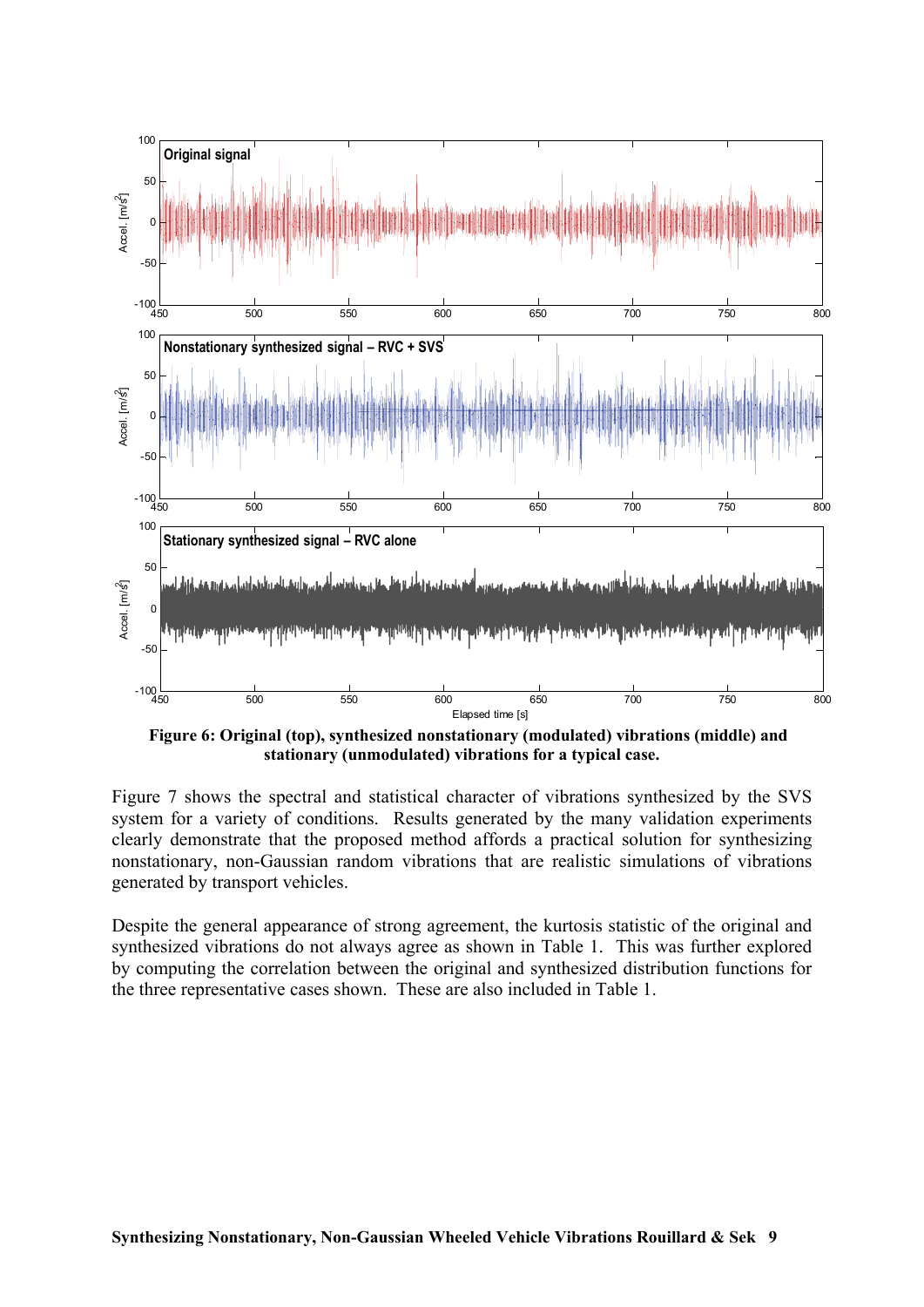**Figure 6: Original (top), synthesized nonstationary (modulated) vibrations (middle) and stationary (unmodulated) vibrations for a typical case.**

Figure 7 shows the spectral and statistical character of vibrations synthesized by the SVS system for a variety of conditions. Results generated by the many validation experiments clearly demonstrate that the proposed method affords a practical solution for synthesizing nonstationary, non-Gaussian random vibrations that are realistic simulations of vibrations generated by transport vehicles.

Despite the general appearance of strong agreement, the kurtosis statistic of the original and synthesized vibrations do not always agree as shown in Table 1. This was further explored by computing the correlation between the original and synthesized distribution functions for the three representative cases shown. These are also included in Table 1.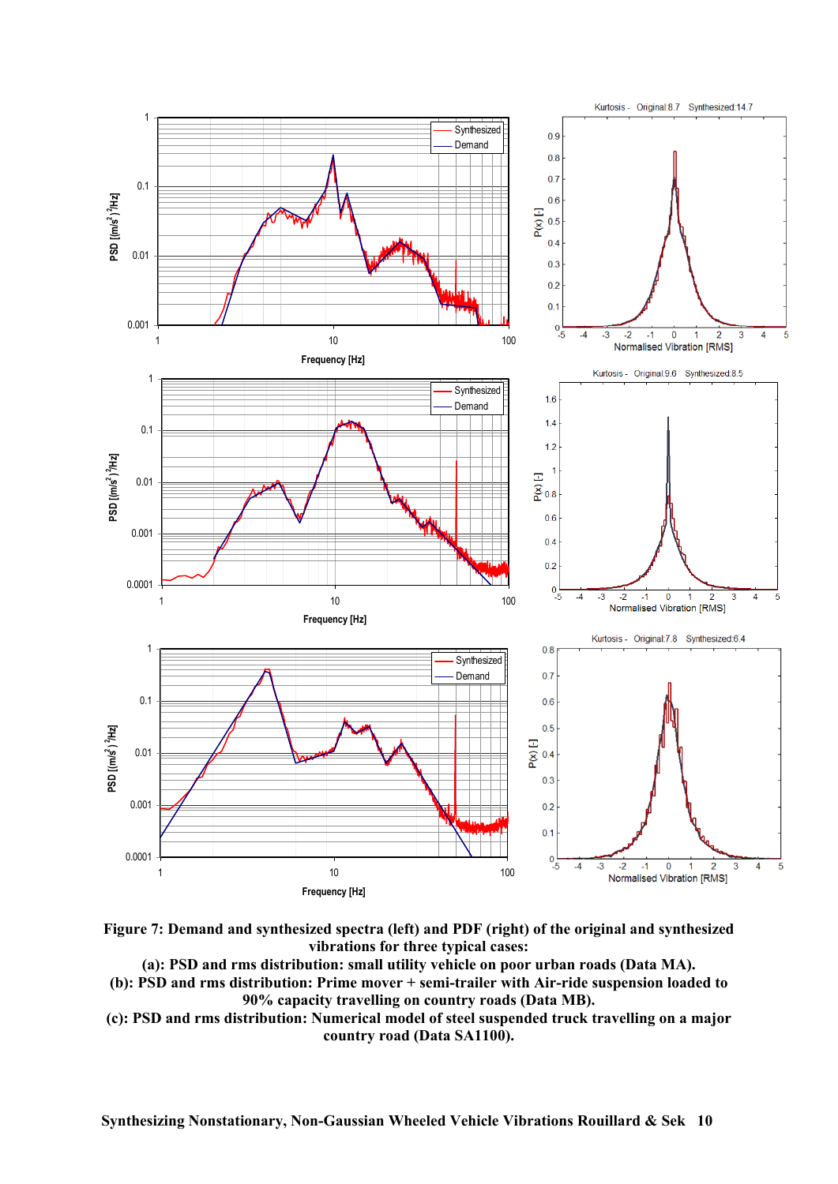**Figure 7: Demand and synthesized spectra (left) and PDF (right) of the original and synthesized vibrations for three typical cases:**
**(a): PSD and rms distribution: small utility vehicle on poor urban roads (Data MA).**
**(b): PSD and rms distribution: Prime mover + semi-trailer with Air-ride suspension loaded to 90% capacity travelling on country roads (Data MB).**
**(c): PSD and rms distribution: Numerical model of steel suspended truck travelling on a major country road (Data SA1100).**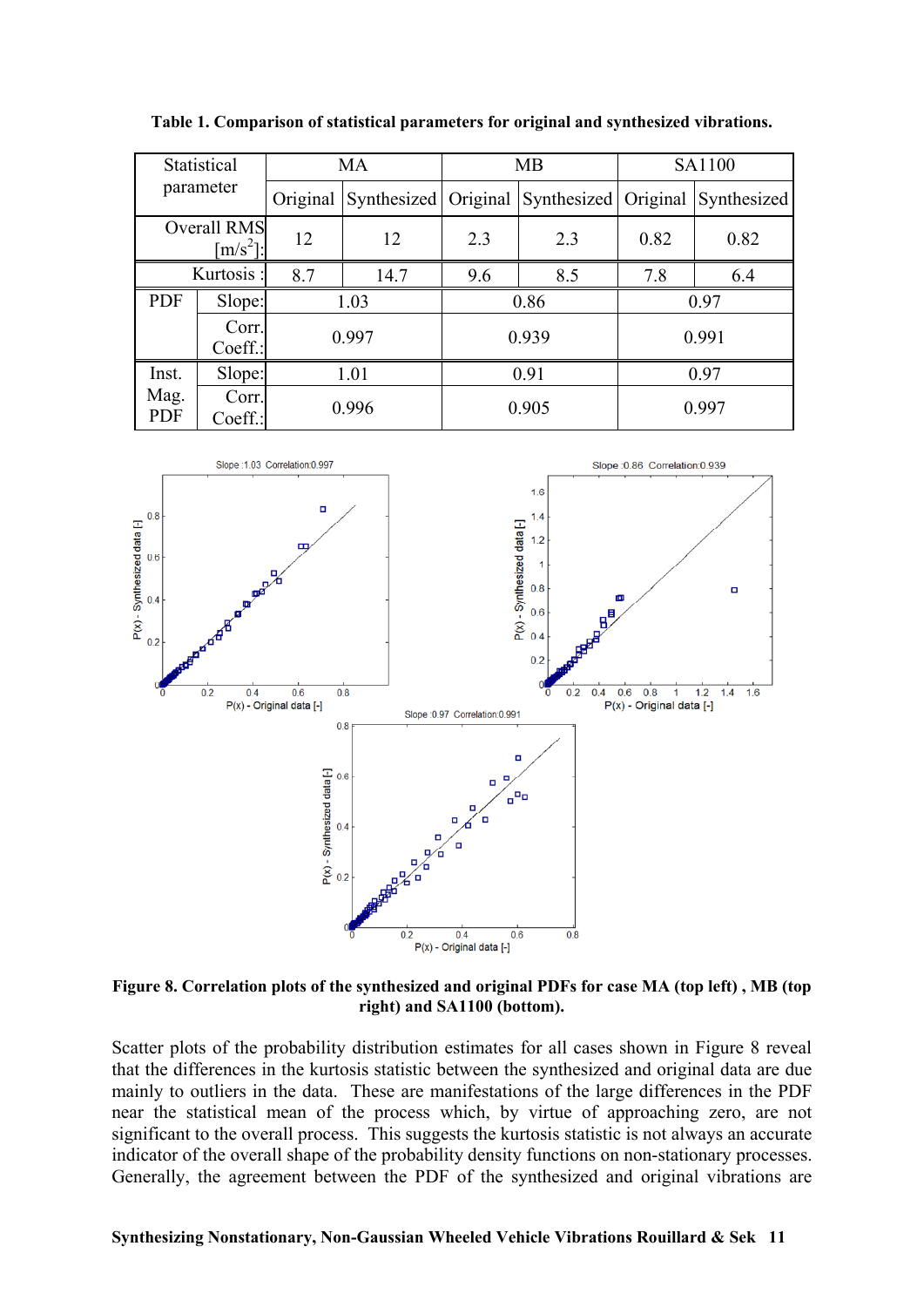**Table 1. Comparison of statistical parameters for original and synthesized vibrations.**

| Statistical parameter | | MA | | MB | | SA1100 | |
|---|---|---|---|---|---|---|---|
| | | Original | Synthesized | Original | Synthesized | Original | Synthesized |
| Overall RMS $[m/s^2]$: | | 12 | 12 | 2.3 | 2.3 | 0.82 | 0.82 |
| Kurtosis : | | 8.7 | 14.7 | 9.6 | 8.5 | 7.8 | 6.4 |
| PDF | Slope: | 1.03 | | 0.86 | | 0.97 | |
| | Corr. Coeff.: | 0.997 | | 0.939 | | 0.991 | |
| Inst. Mag. PDF | Slope: | 1.01 | | 0.91 | | 0.97 | |
| | Corr. Coeff.: | 0.996 | | 0.905 | | 0.997 | |

**Figure 8. Correlation plots of the synthesized and original PDFs for case MA (top left) , MB (top right) and SA1100 (bottom).**

Scatter plots of the probability distribution estimates for all cases shown in Figure 8 reveal that the differences in the kurtosis statistic between the synthesized and original data are due mainly to outliers in the data. These are manifestations of the large differences in the PDF near the statistical mean of the process which, by virtue of approaching zero, are not significant to the overall process. This suggests the kurtosis statistic is not always an accurate indicator of the overall shape of the probability density functions on non-stationary processes. Generally, the agreement between the PDF of the synthesized and original vibrations are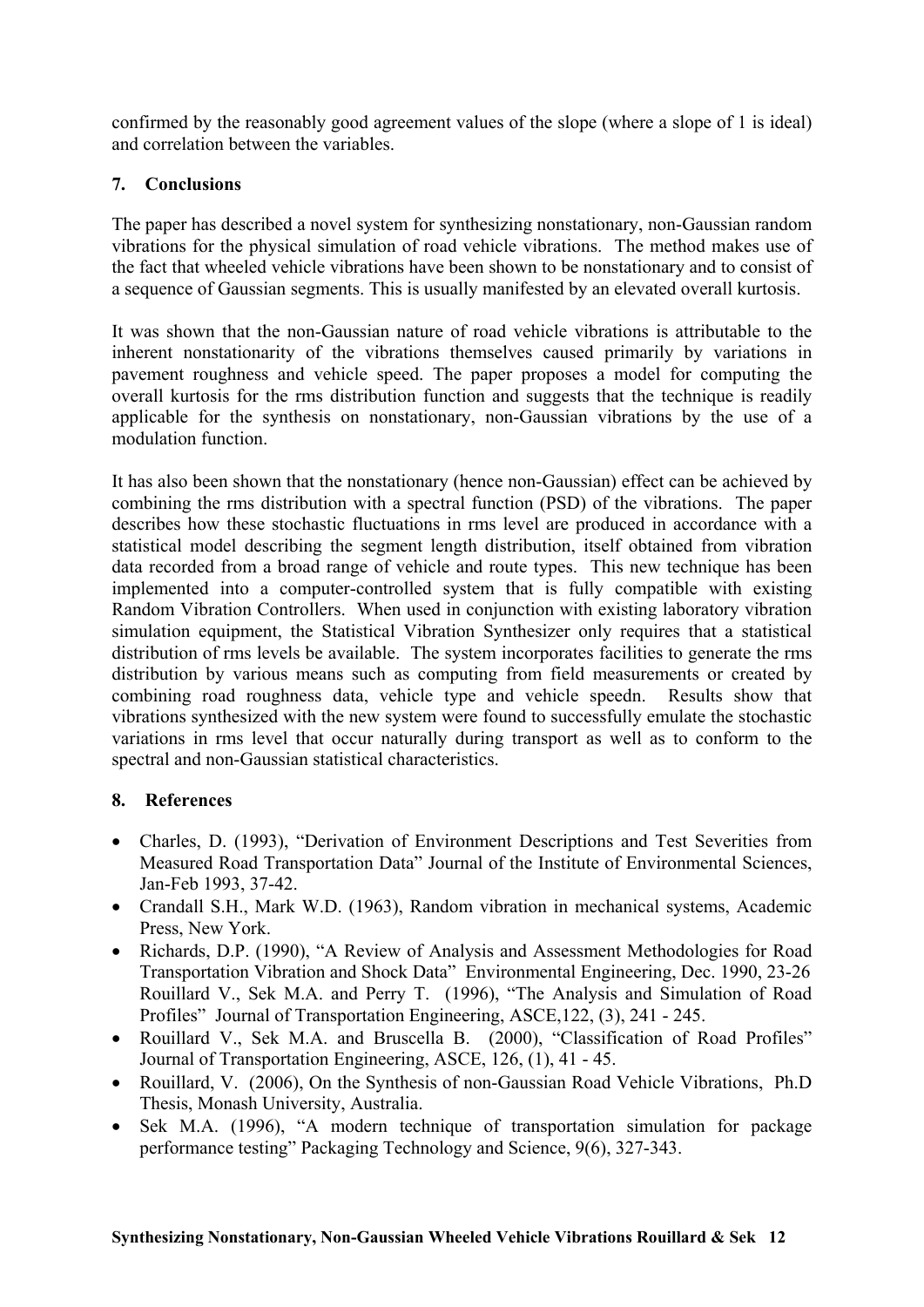confirmed by the reasonably good agreement values of the slope (where a slope of 1 is ideal) and correlation between the variables.

## 7. Conclusions

The paper has described a novel system for synthesizing nonstationary, non-Gaussian random vibrations for the physical simulation of road vehicle vibrations. The method makes use of the fact that wheeled vehicle vibrations have been shown to be nonstationary and to consist of a sequence of Gaussian segments. This is usually manifested by an elevated overall kurtosis.

It was shown that the non-Gaussian nature of road vehicle vibrations is attributable to the inherent nonstationarity of the vibrations themselves caused primarily by variations in pavement roughness and vehicle speed. The paper proposes a model for computing the overall kurtosis for the rms distribution function and suggests that the technique is readily applicable for the synthesis on nonstationary, non-Gaussian vibrations by the use of a modulation function.

It has also been shown that the nonstationary (hence non-Gaussian) effect can be achieved by combining the rms distribution with a spectral function (PSD) of the vibrations. The paper describes how these stochastic fluctuations in rms level are produced in accordance with a statistical model describing the segment length distribution, itself obtained from vibration data recorded from a broad range of vehicle and route types. This new technique has been implemented into a computer-controlled system that is fully compatible with existing Random Vibration Controllers. When used in conjunction with existing laboratory vibration simulation equipment, the Statistical Vibration Synthesizer only requires that a statistical distribution of rms levels be available. The system incorporates facilities to generate the rms distribution by various means such as computing from field measurements or created by combining road roughness data, vehicle type and vehicle speedn. Results show that vibrations synthesized with the new system were found to successfully emulate the stochastic variations in rms level that occur naturally during transport as well as to conform to the spectral and non-Gaussian statistical characteristics.

## 8. References

- Charles, D. (1993), "Derivation of Environment Descriptions and Test Severities from Measured Road Transportation Data" Journal of the Institute of Environmental Sciences, Jan-Feb 1993, 37-42.
- Crandall S.H., Mark W.D. (1963), Random vibration in mechanical systems, Academic Press, New York.
- Richards, D.P. (1990), "A Review of Analysis and Assessment Methodologies for Road Transportation Vibration and Shock Data" Environmental Engineering, Dec. 1990, 23-26 Rouillard V., Sek M.A. and Perry T. (1996), "The Analysis and Simulation of Road Profiles" Journal of Transportation Engineering, ASCE,122, (3), 241 - 245.
- Rouillard V., Sek M.A. and Bruscella B. (2000), "Classification of Road Profiles" Journal of Transportation Engineering, ASCE, 126, (1), 41 - 45.
- Rouillard, V. (2006), On the Synthesis of non-Gaussian Road Vehicle Vibrations, Ph.D Thesis, Monash University, Australia.
- Sek M.A. (1996), "A modern technique of transportation simulation for package performance testing" Packaging Technology and Science, 9(6), 327-343.